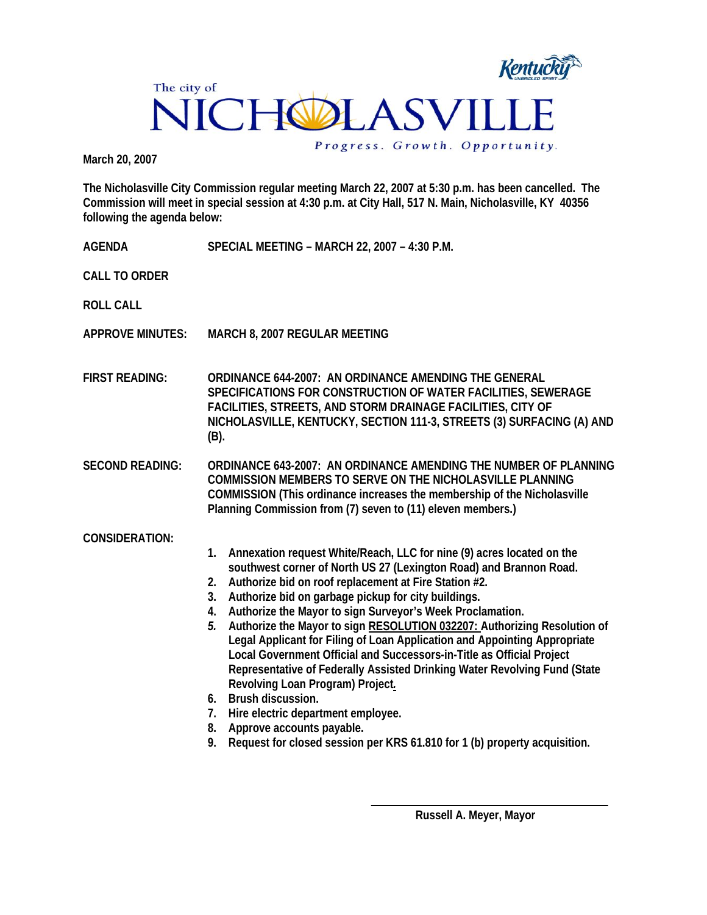The city of

# NICHOLASVILLE

Kentucky UNBRIDLED SPIRIT

*Progress. Growth. Opportunity.*

**March 20, 2007**

**The Nicholasville City Commission regular meeting March 22, 2007 at 5:30 p.m. has been cancelled. The Commission will meet in special session at 4:30 p.m. at City Hall, 517 N. Main, Nicholasville, KY 40356 following the agenda below:**

**AGENDA** **SPECIAL MEETING – MARCH 22, 2007 – 4:30 P.M.**

**CALL TO ORDER**

**ROLL CALL**

**APPROVE MINUTES:** **MARCH 8, 2007 REGULAR MEETING**

**FIRST READING:** **ORDINANCE 644-2007: AN ORDINANCE AMENDING THE GENERAL SPECIFICATIONS FOR CONSTRUCTION OF WATER FACILITIES, SEWERAGE FACILITIES, STREETS, AND STORM DRAINAGE FACILITIES, CITY OF NICHOLASVILLE, KENTUCKY, SECTION 111-3, STREETS (3) SURFACING (A) AND (B).**

**SECOND READING:** **ORDINANCE 643-2007: AN ORDINANCE AMENDING THE NUMBER OF PLANNING COMMISSION MEMBERS TO SERVE ON THE NICHOLASVILLE PLANNING COMMISSION (This ordinance increases the membership of the Nicholasville Planning Commission from (7) seven to (11) eleven members.)**

**CONSIDERATION:**

1. **Annexation request White/Reach, LLC for nine (9) acres located on the southwest corner of North US 27 (Lexington Road) and Brannon Road.**
2. **Authorize bid on roof replacement at Fire Station #2.**
3. **Authorize bid on garbage pickup for city buildings.**
4. **Authorize the Mayor to sign Surveyor's Week Proclamation.**
5. **Authorize the Mayor to sign <u>RESOLUTION 032207:</u> Authorizing Resolution of Legal Applicant for Filing of Loan Application and Appointing Appropriate Local Government Official and Successors-in-Title as Official Project Representative of Federally Assisted Drinking Water Revolving Fund (State Revolving Loan Program) Project.**
6. **Brush discussion.**
7. **Hire electric department employee.**
8. **Approve accounts payable.**
9. **Request for closed session per KRS 61.810 for 1 (b) property acquisition.**

\_\_\_\_\_\_\_\_\_\_\_\_\_\_\_\_\_\_\_\_\_\_\_\_\_\_\_\_\_\_\_\_

**Russell A. Meyer, Mayor**